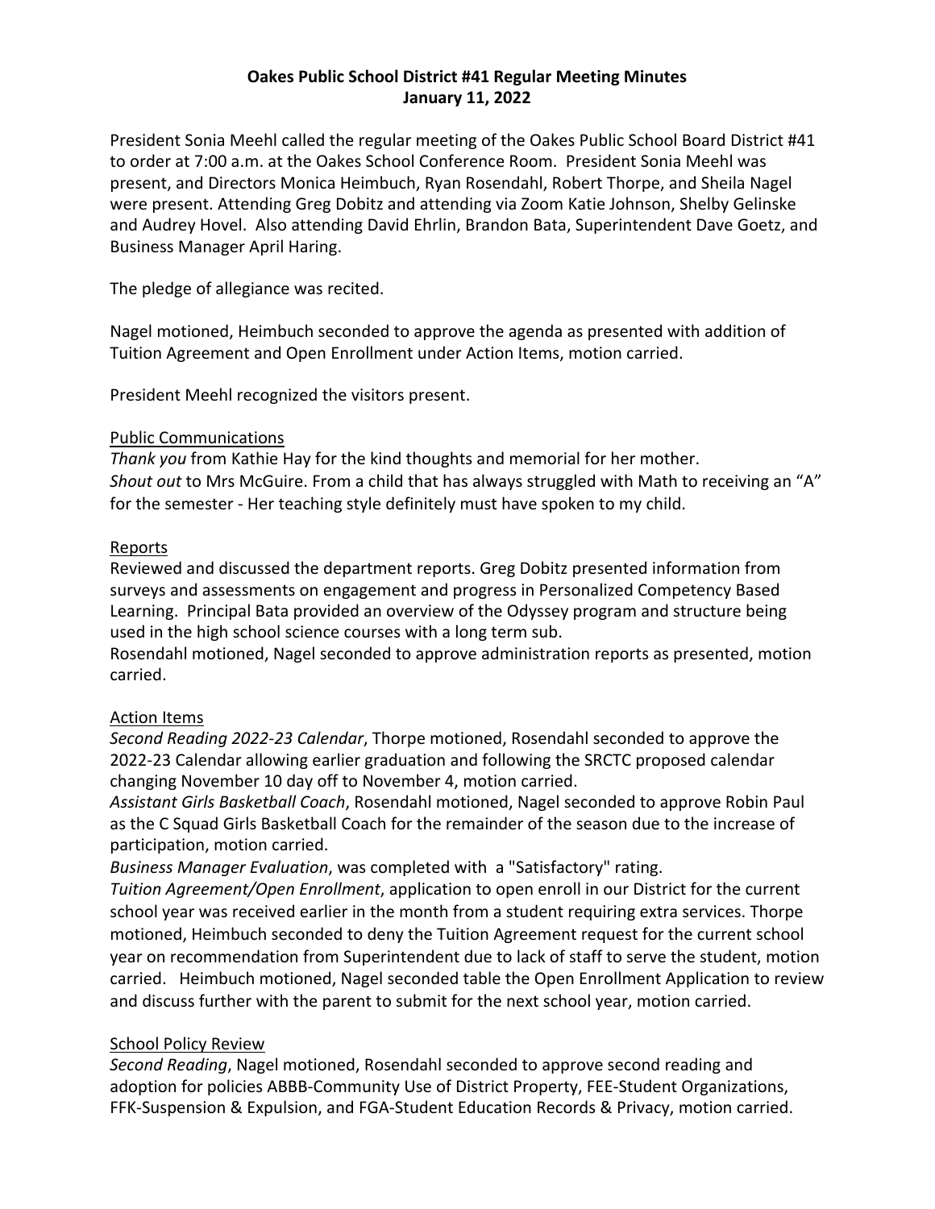# Oakes Public School District #41 Regular Meeting Minutes
# January 11, 2022

President Sonia Meehl called the regular meeting of the Oakes Public School Board District #41 to order at 7:00 a.m. at the Oakes School Conference Room. President Sonia Meehl was present, and Directors Monica Heimbuch, Ryan Rosendahl, Robert Thorpe, and Sheila Nagel were present. Attending Greg Dobitz and attending via Zoom Katie Johnson, Shelby Gelinske and Audrey Hovel. Also attending David Ehrlin, Brandon Bata, Superintendent Dave Goetz, and Business Manager April Haring.

The pledge of allegiance was recited.

Nagel motioned, Heimbuch seconded to approve the agenda as presented with addition of Tuition Agreement and Open Enrollment under Action Items, motion carried.

President Meehl recognized the visitors present.

## Public Communications

*Thank you* from Kathie Hay for the kind thoughts and memorial for her mother.
*Shout out* to Mrs McGuire. From a child that has always struggled with Math to receiving an "A" for the semester - Her teaching style definitely must have spoken to my child.

## Reports

Reviewed and discussed the department reports. Greg Dobitz presented information from surveys and assessments on engagement and progress in Personalized Competency Based Learning. Principal Bata provided an overview of the Odyssey program and structure being used in the high school science courses with a long term sub.
Rosendahl motioned, Nagel seconded to approve administration reports as presented, motion carried.

## Action Items

*Second Reading 2022-23 Calendar*, Thorpe motioned, Rosendahl seconded to approve the 2022-23 Calendar allowing earlier graduation and following the SRCTC proposed calendar changing November 10 day off to November 4, motion carried.
*Assistant Girls Basketball Coach*, Rosendahl motioned, Nagel seconded to approve Robin Paul as the C Squad Girls Basketball Coach for the remainder of the season due to the increase of participation, motion carried.
*Business Manager Evaluation*, was completed with a "Satisfactory" rating.
*Tuition Agreement/Open Enrollment*, application to open enroll in our District for the current school year was received earlier in the month from a student requiring extra services. Thorpe motioned, Heimbuch seconded to deny the Tuition Agreement request for the current school year on recommendation from Superintendent due to lack of staff to serve the student, motion carried. Heimbuch motioned, Nagel seconded table the Open Enrollment Application to review and discuss further with the parent to submit for the next school year, motion carried.

## School Policy Review

*Second Reading*, Nagel motioned, Rosendahl seconded to approve second reading and adoption for policies ABBB-Community Use of District Property, FEE-Student Organizations, FFK-Suspension & Expulsion, and FGA-Student Education Records & Privacy, motion carried.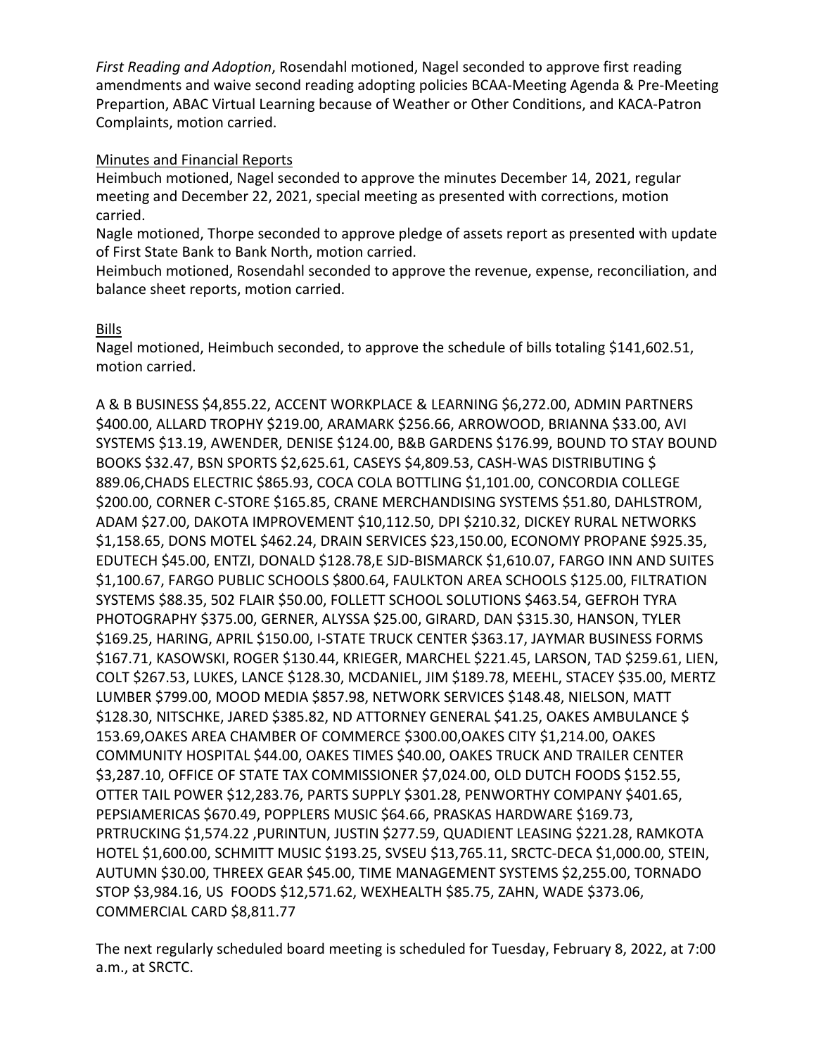*First Reading and Adoption*, Rosendahl motioned, Nagel seconded to approve first reading amendments and waive second reading adopting policies BCAA-Meeting Agenda & Pre-Meeting Prepartion, ABAC Virtual Learning because of Weather or Other Conditions, and KACA-Patron Complaints, motion carried.

Minutes and Financial Reports

Heimbuch motioned, Nagel seconded to approve the minutes December 14, 2021, regular meeting and December 22, 2021, special meeting as presented with corrections, motion carried.

Nagle motioned, Thorpe seconded to approve pledge of assets report as presented with update of First State Bank to Bank North, motion carried.

Heimbuch motioned, Rosendahl seconded to approve the revenue, expense, reconciliation, and balance sheet reports, motion carried.

Bills

Nagel motioned, Heimbuch seconded, to approve the schedule of bills totaling $141,602.51, motion carried.

A & B BUSINESS $4,855.22, ACCENT WORKPLACE & LEARNING $6,272.00, ADMIN PARTNERS $400.00, ALLARD TROPHY $219.00, ARAMARK $256.66, ARROWOOD, BRIANNA $33.00, AVI SYSTEMS $13.19, AWENDER, DENISE $124.00, B&B GARDENS $176.99, BOUND TO STAY BOUND BOOKS $32.47, BSN SPORTS $2,625.61, CASEYS $4,809.53, CASH-WAS DISTRIBUTING $ 889.06,CHADS ELECTRIC $865.93, COCA COLA BOTTLING $1,101.00, CONCORDIA COLLEGE $200.00, CORNER C-STORE $165.85, CRANE MERCHANDISING SYSTEMS $51.80, DAHLSTROM, ADAM $27.00, DAKOTA IMPROVEMENT $10,112.50, DPI $210.32, DICKEY RURAL NETWORKS $1,158.65, DONS MOTEL $462.24, DRAIN SERVICES $23,150.00, ECONOMY PROPANE $925.35, EDUTECH $45.00, ENTZI, DONALD $128.78,E SJD-BISMARCK $1,610.07, FARGO INN AND SUITES $1,100.67, FARGO PUBLIC SCHOOLS $800.64, FAULKTON AREA SCHOOLS $125.00, FILTRATION SYSTEMS $88.35, 502 FLAIR $50.00, FOLLETT SCHOOL SOLUTIONS $463.54, GEFROH TYRA PHOTOGRAPHY $375.00, GERNER, ALYSSA $25.00, GIRARD, DAN $315.30, HANSON, TYLER $169.25, HARING, APRIL $150.00, I-STATE TRUCK CENTER $363.17, JAYMAR BUSINESS FORMS $167.71, KASOWSKI, ROGER $130.44, KRIEGER, MARCHEL $221.45, LARSON, TAD $259.61, LIEN, COLT $267.53, LUKES, LANCE $128.30, MCDANIEL, JIM $189.78, MEEHL, STACEY $35.00, MERTZ LUMBER $799.00, MOOD MEDIA $857.98, NETWORK SERVICES $148.48, NIELSON, MATT $128.30, NITSCHKE, JARED $385.82, ND ATTORNEY GENERAL $41.25, OAKES AMBULANCE $ 153.69,OAKES AREA CHAMBER OF COMMERCE $300.00,OAKES CITY $1,214.00, OAKES COMMUNITY HOSPITAL $44.00, OAKES TIMES $40.00, OAKES TRUCK AND TRAILER CENTER $3,287.10, OFFICE OF STATE TAX COMMISSIONER $7,024.00, OLD DUTCH FOODS $152.55, OTTER TAIL POWER $12,283.76, PARTS SUPPLY $301.28, PENWORTHY COMPANY $401.65, PEPSIAMERICAS $670.49, POPPLERS MUSIC $64.66, PRASKAS HARDWARE $169.73, PRTRUCKING $1,574.22 ,PURINTUN, JUSTIN $277.59, QUADIENT LEASING $221.28, RAMKOTA HOTEL $1,600.00, SCHMITT MUSIC $193.25, SVSEU $13,765.11, SRCTC-DECA $1,000.00, STEIN, AUTUMN $30.00, THREEX GEAR $45.00, TIME MANAGEMENT SYSTEMS $2,255.00, TORNADO STOP $3,984.16, US FOODS $12,571.62, WEXHEALTH $85.75, ZAHN, WADE $373.06, COMMERCIAL CARD $8,811.77

The next regularly scheduled board meeting is scheduled for Tuesday, February 8, 2022, at 7:00 a.m., at SRCTC.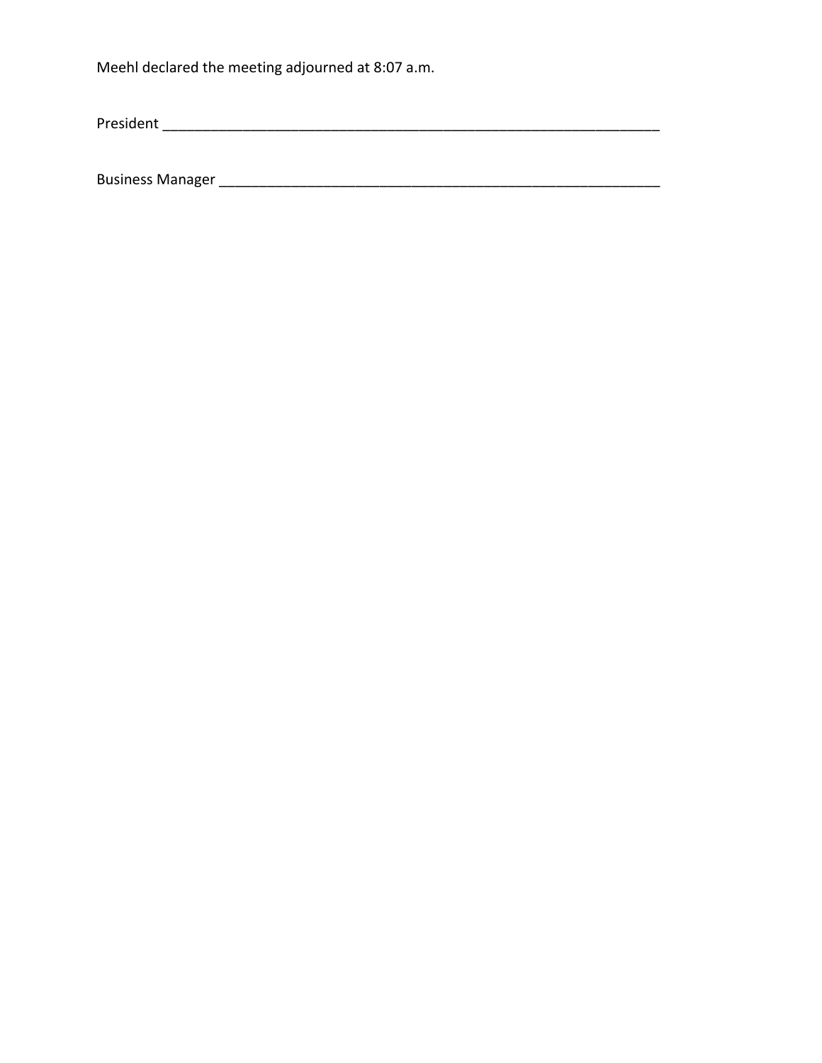Meehl declared the meeting adjourned at 8:07 a.m.

President _______________________________________________________________

Business Manager ________________________________________________________